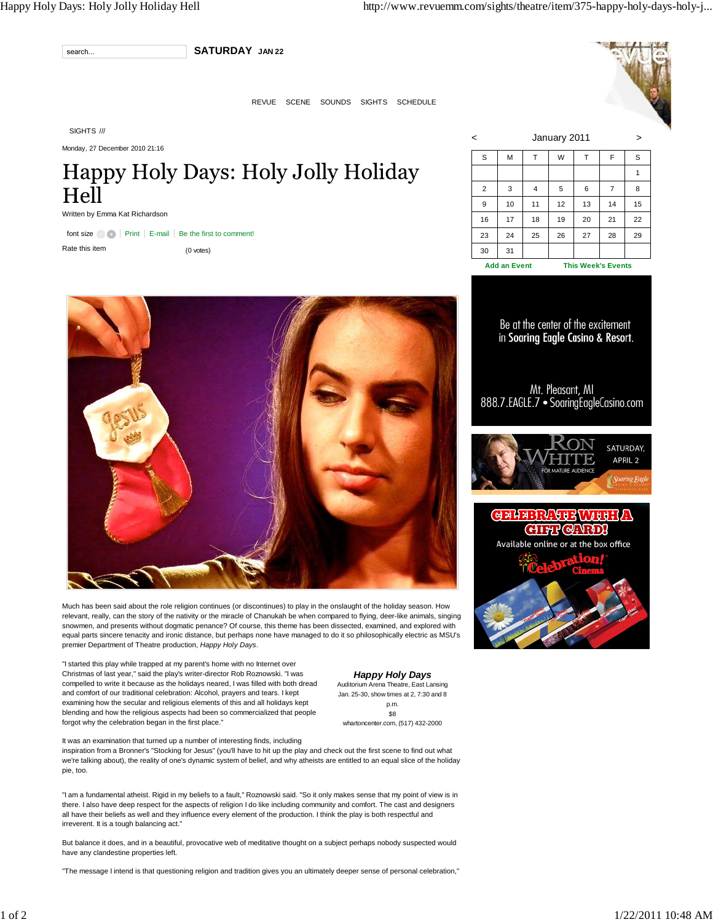search... **SATURDAY** JAN 22

REVUE SCENE SOUNDS SIGHTS SCHEDULE

SIGHTS ///

Monday, 27 December 2010 21:16

# Happy Holy Days: Holy Jolly Holiday Hell

Written by Emma Kat Richardson

font size | Print | E-mail | Be the first to comment!

Rate this item (0 votes)

Much has been said about the role religion continues (or discontinues) to play in the onslaught of the holiday season. How relevant, really, can the story of the nativity or the miracle of Chanukah be when compared to flying, deer-like animals, singing snowmen, and presents without dogmatic penance? Of course, this theme has been dissected, examined, and explored with equal parts sincere tenacity and ironic distance, but perhaps none have managed to do it so philosophically electric as MSU's premier Department of Theatre production, *Happy Holy Days*.

***Happy Holy Days***
Auditorium Arena Theatre, East Lansing
Jan. 25-30, show times at 2, 7:30 and 8 p.m.
$8
whartoncenter.com, (517) 432-2000

"I started this play while trapped at my parent's home with no Internet over Christmas of last year," said the play's writer-director Rob Roznowski. "I was compelled to write it because as the holidays neared, I was filled with both dread and comfort of our traditional celebration: Alcohol, prayers and tears. I kept examining how the secular and religious elements of this and all holidays kept blending and how the religious aspects had been so commercialized that people forgot why the celebration began in the first place."

It was an examination that turned up a number of interesting finds, including inspiration from a Bronner's "Stocking for Jesus" (you'll have to hit up the play and check out the first scene to find out what we're talking about), the reality of one's dynamic system of belief, and why atheists are entitled to an equal slice of the holiday pie, too.

"I am a fundamental atheist. Rigid in my beliefs to a fault," Roznowski said. "So it only makes sense that my point of view is in there. I also have deep respect for the aspects of religion I do like including community and comfort. The cast and designers all have their beliefs as well and they influence every element of the production. I think the play is both respectful and irreverent. It is a tough balancing act."

But balance it does, and in a beautiful, provocative web of meditative thought on a subject perhaps nobody suspected would have any clandestine properties left.

"The message I intend is that questioning religion and tradition gives you an ultimately deeper sense of personal celebration,"

< January 2011 >

| S | M | T | W | T | F | S |
|---|---|---|---|---|---|---|
| | | | | | | 1 |
| 2 | 3 | 4 | 5 | 6 | 7 | 8 |
| 9 | 10 | 11 | 12 | 13 | 14 | 15 |
| 16 | 17 | 18 | 19 | 20 | 21 | 22 |
| 23 | 24 | 25 | 26 | 27 | 28 | 29 |
| 30 | 31 | | | | | |

Add an Event This Week's Events

Be at the center of the excitement in Soaring Eagle Casino & Resort.

Mt. Pleasant, MI
888.7.EAGLE.7 • SoaringEagleCasino.com

RON WHITE FOR MATURE AUDIENCE SATURDAY, APRIL 2 Soaring Eagle

CELEBRATE WITH A GIFT CARD!
Available online or at the box office
Celebration! Cinema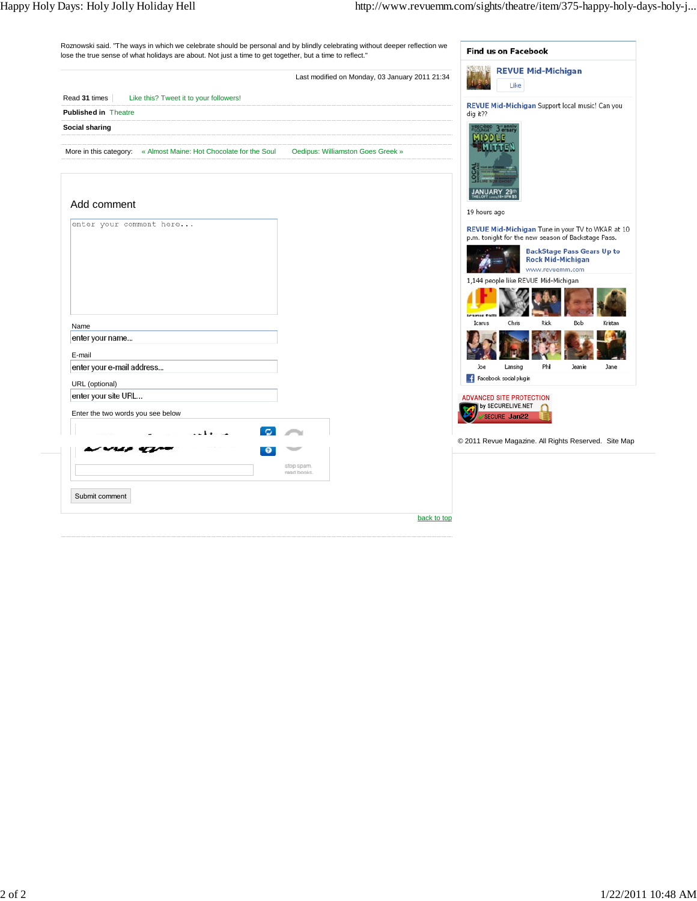Roznowski said. "The ways in which we celebrate should be personal and by blindly celebrating without deeper reflection we lose the true sense of what holidays are about. Not just a time to get together, but a time to reflect."

Last modified on Monday, 03 January 2011 21:34

Read **31** times | Like this? Tweet it to your followers!

**Published in** Theatre

**Social sharing**

More in this category: « Almost Maine: Hot Chocolate for the Soul    Oedipus: Williamston Goes Greek »

## Add comment

enter your comment here...

Name

enter your name...

E-mail

enter your e-mail address...

URL (optional)

enter your site URL...

Enter the two words you see below

stop spam. read books.

Submit comment

back to top

**Find us on Facebook**

**REVUE Mid-Michigan**

Like

**REVUE Mid-Michigan** Support local music! Can you dig it??

19 hours ago

**REVUE Mid-Michigan** Tune in your TV to WKAR at 10 p.m. tonight for the new season of Backstage Pass.

**BackStage Pass Gears Up to Rock Mid-Michigan**

www.revuemm.com

1,144 people like REVUE Mid-Michigan

Icarus    Chris    Rick    Bob    Kristan

Joe    Lansing    Phil    Jeanie    Jane

Facebook social plugin

ADVANCED SITE PROTECTION by SECURELIVE.NET SECURE Jan22

© 2011 Revue Magazine. All Rights Reserved.  Site Map